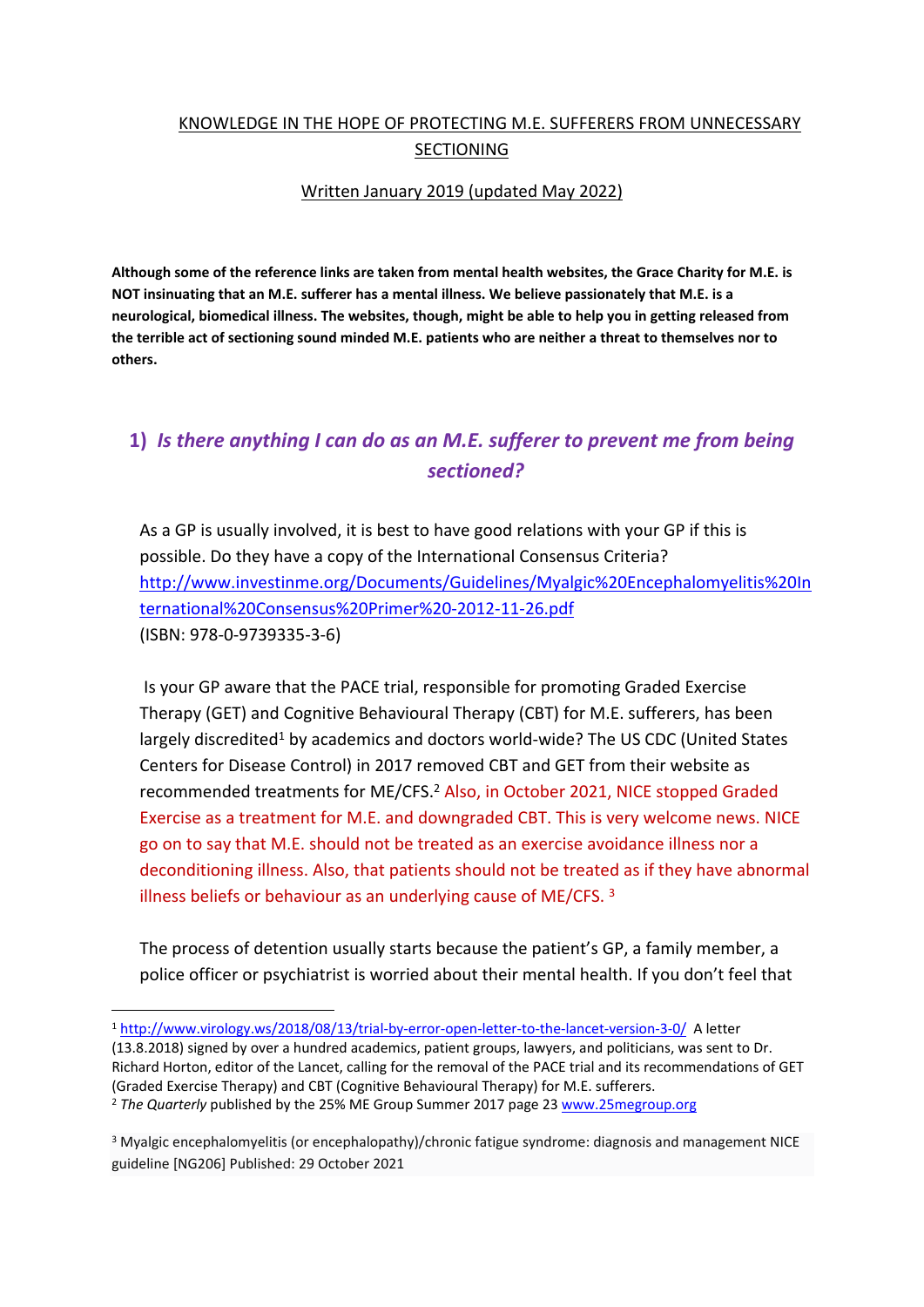KNOWLEDGE IN THE HOPE OF PROTECTING M.E. SUFFERERS FROM UNNECESSARY SECTIONING

Written January 2019 (updated May 2022)

**Although some of the reference links are taken from mental health websites, the Grace Charity for M.E. is NOT insinuating that an M.E. sufferer has a mental illness. We believe passionately that M.E. is a neurological, biomedical illness. The websites, though, might be able to help you in getting released from the terrible act of sectioning sound minded M.E. patients who are neither a threat to themselves nor to others.**

## 1) *Is there anything I can do as an M.E. sufferer to prevent me from being sectioned?*

As a GP is usually involved, it is best to have good relations with your GP if this is possible. Do they have a copy of the International Consensus Criteria? http://www.investinme.org/Documents/Guidelines/Myalgic%20Encephalomyelitis%20International%20Consensus%20Primer%20-2012-11-26.pdf
(ISBN: 978-0-9739335-3-6)

Is your GP aware that the PACE trial, responsible for promoting Graded Exercise Therapy (GET) and Cognitive Behavioural Therapy (CBT) for M.E. sufferers, has been largely discredited[1] by academics and doctors world-wide? The US CDC (United States Centers for Disease Control) in 2017 removed CBT and GET from their website as recommended treatments for ME/CFS.[2] Also, in October 2021, NICE stopped Graded Exercise as a treatment for M.E. and downgraded CBT. This is very welcome news. NICE go on to say that M.E. should not be treated as an exercise avoidance illness nor a deconditioning illness. Also, that patients should not be treated as if they have abnormal illness beliefs or behaviour as an underlying cause of ME/CFS. [3]

The process of detention usually starts because the patient's GP, a family member, a police officer or psychiatrist is worried about their mental health. If you don't feel that

---

[1] http://www.virology.ws/2018/08/13/trial-by-error-open-letter-to-the-lancet-version-3-0/ A letter (13.8.2018) signed by over a hundred academics, patient groups, lawyers, and politicians, was sent to Dr. Richard Horton, editor of the Lancet, calling for the removal of the PACE trial and its recommendations of GET (Graded Exercise Therapy) and CBT (Cognitive Behavioural Therapy) for M.E. sufferers.

[2] *The Quarterly* published by the 25% ME Group Summer 2017 page 23 www.25megroup.org

[3] Myalgic encephalomyelitis (or encephalopathy)/chronic fatigue syndrome: diagnosis and management NICE guideline [NG206] Published: 29 October 2021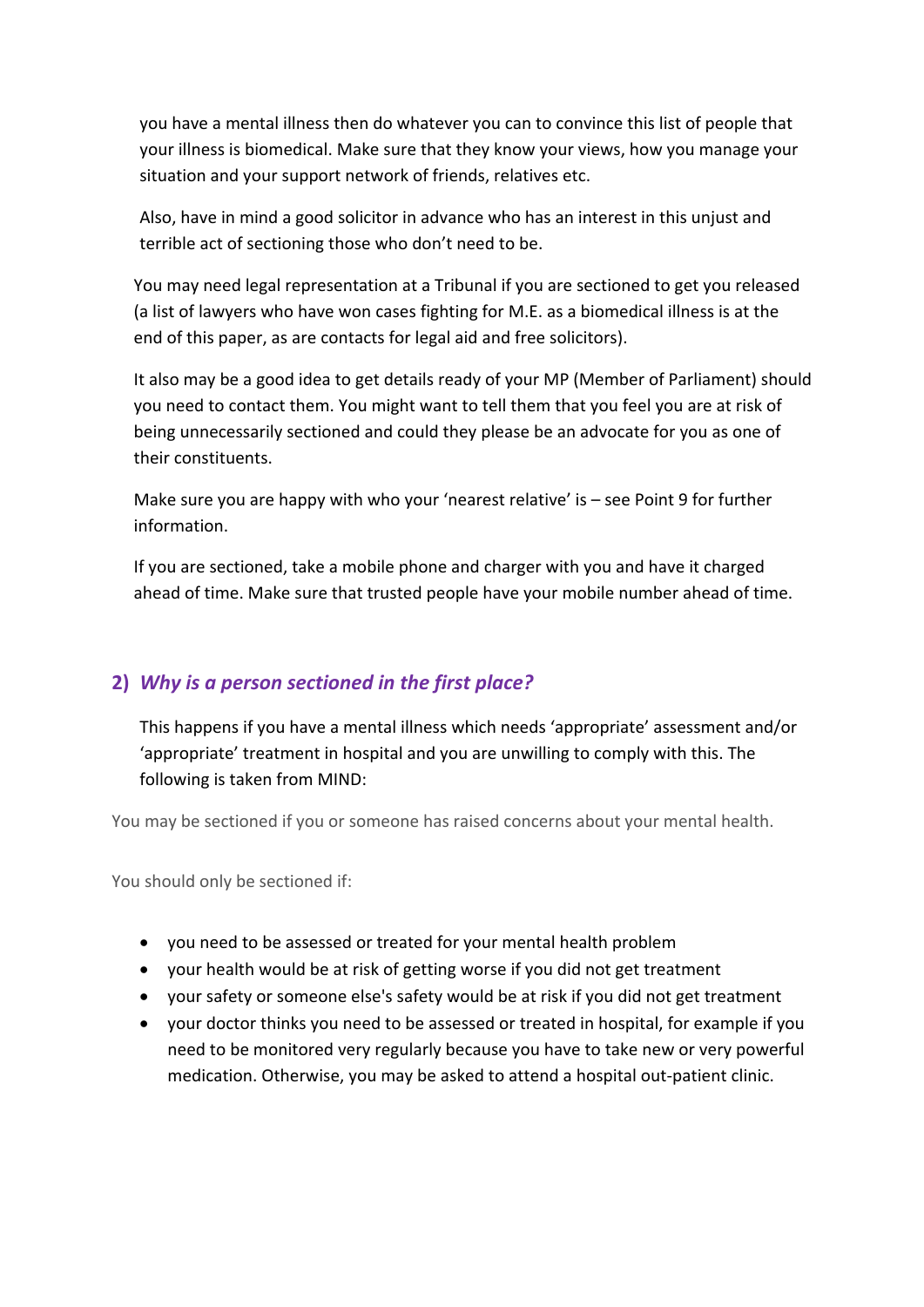you have a mental illness then do whatever you can to convince this list of people that your illness is biomedical. Make sure that they know your views, how you manage your situation and your support network of friends, relatives etc.

Also, have in mind a good solicitor in advance who has an interest in this unjust and terrible act of sectioning those who don't need to be.

You may need legal representation at a Tribunal if you are sectioned to get you released (a list of lawyers who have won cases fighting for M.E. as a biomedical illness is at the end of this paper, as are contacts for legal aid and free solicitors).

It also may be a good idea to get details ready of your MP (Member of Parliament) should you need to contact them. You might want to tell them that you feel you are at risk of being unnecessarily sectioned and could they please be an advocate for you as one of their constituents.

Make sure you are happy with who your 'nearest relative' is – see Point 9 for further information.

If you are sectioned, take a mobile phone and charger with you and have it charged ahead of time. Make sure that trusted people have your mobile number ahead of time.

## 2) *Why is a person sectioned in the first place?*

This happens if you have a mental illness which needs 'appropriate' assessment and/or 'appropriate' treatment in hospital and you are unwilling to comply with this. The following is taken from MIND:

You may be sectioned if you or someone has raised concerns about your mental health.

You should only be sectioned if:

- you need to be assessed or treated for your mental health problem
- your health would be at risk of getting worse if you did not get treatment
- your safety or someone else's safety would be at risk if you did not get treatment
- your doctor thinks you need to be assessed or treated in hospital, for example if you need to be monitored very regularly because you have to take new or very powerful medication. Otherwise, you may be asked to attend a hospital out-patient clinic.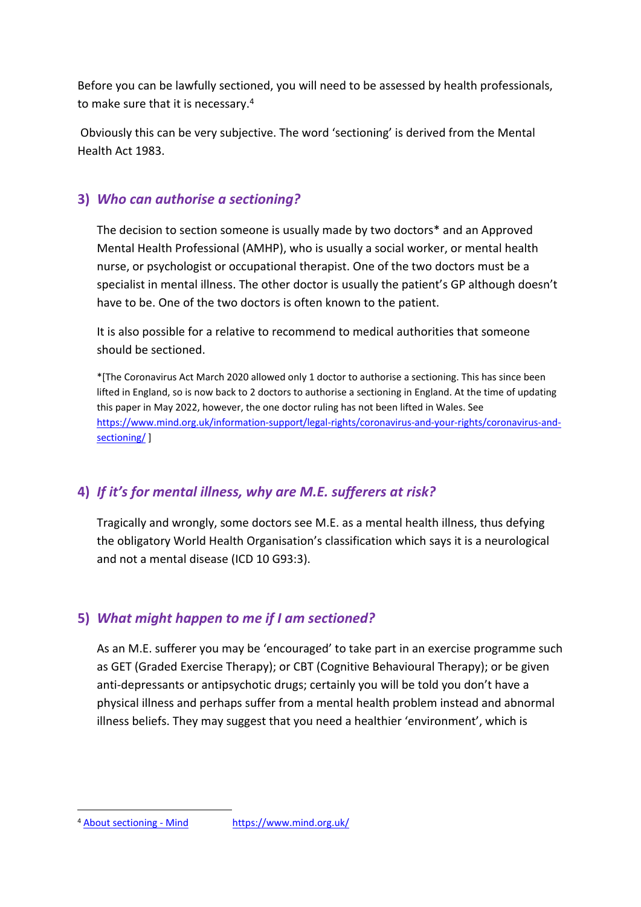Before you can be lawfully sectioned, you will need to be assessed by health professionals, to make sure that it is necessary.[4]

Obviously this can be very subjective. The word 'sectioning' is derived from the Mental Health Act 1983.

### 3) *Who can authorise a sectioning?*

The decision to section someone is usually made by two doctors* and an Approved Mental Health Professional (AMHP), who is usually a social worker, or mental health nurse, or psychologist or occupational therapist. One of the two doctors must be a specialist in mental illness. The other doctor is usually the patient's GP although doesn't have to be. One of the two doctors is often known to the patient.

It is also possible for a relative to recommend to medical authorities that someone should be sectioned.

*[The Coronavirus Act March 2020 allowed only 1 doctor to authorise a sectioning. This has since been lifted in England, so is now back to 2 doctors to authorise a sectioning in England. At the time of updating this paper in May 2022, however, the one doctor ruling has not been lifted in Wales. See https://www.mind.org.uk/information-support/legal-rights/coronavirus-and-your-rights/coronavirus-and-sectioning/ ]

### 4) *If it's for mental illness, why are M.E. sufferers at risk?*

Tragically and wrongly, some doctors see M.E. as a mental health illness, thus defying the obligatory World Health Organisation's classification which says it is a neurological and not a mental disease (ICD 10 G93:3).

### 5) *What might happen to me if I am sectioned?*

As an M.E. sufferer you may be 'encouraged' to take part in an exercise programme such as GET (Graded Exercise Therapy); or CBT (Cognitive Behavioural Therapy); or be given anti-depressants or antipsychotic drugs; certainly you will be told you don't have a physical illness and perhaps suffer from a mental health problem instead and abnormal illness beliefs. They may suggest that you need a healthier 'environment', which is

---

[4] About sectioning - Mind https://www.mind.org.uk/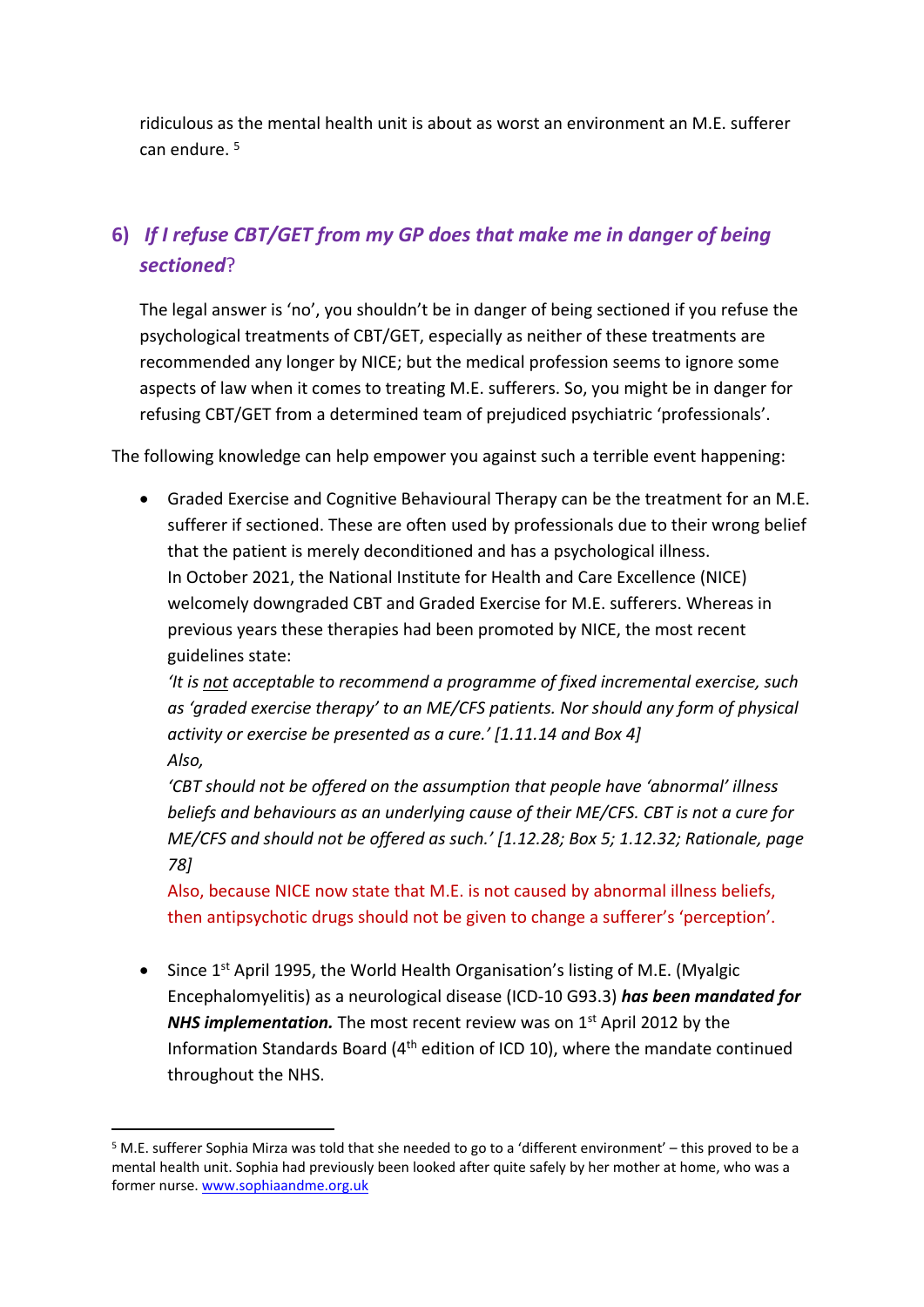ridiculous as the mental health unit is about as worst an environment an M.E. sufferer can endure. [5]

## 6) *If I refuse CBT/GET from my GP does that make me in danger of being sectioned*?

The legal answer is 'no', you shouldn't be in danger of being sectioned if you refuse the psychological treatments of CBT/GET, especially as neither of these treatments are recommended any longer by NICE; but the medical profession seems to ignore some aspects of law when it comes to treating M.E. sufferers. So, you might be in danger for refusing CBT/GET from a determined team of prejudiced psychiatric 'professionals'.

The following knowledge can help empower you against such a terrible event happening:

- Graded Exercise and Cognitive Behavioural Therapy can be the treatment for an M.E. sufferer if sectioned. These are often used by professionals due to their wrong belief that the patient is merely deconditioned and has a psychological illness.
  In October 2021, the National Institute for Health and Care Excellence (NICE) welcomely downgraded CBT and Graded Exercise for M.E. sufferers. Whereas in previous years these therapies had been promoted by NICE, the most recent guidelines state:
  *'It is not acceptable to recommend a programme of fixed incremental exercise, such as 'graded exercise therapy' to an ME/CFS patients. Nor should any form of physical activity or exercise be presented as a cure.' [1.11.14 and Box 4]*
  *Also,*
  *'CBT should not be offered on the assumption that people have 'abnormal' illness beliefs and behaviours as an underlying cause of their ME/CFS. CBT is not a cure for ME/CFS and should not be offered as such.' [1.12.28; Box 5; 1.12.32; Rationale, page 78]*
  Also, because NICE now state that M.E. is not caused by abnormal illness beliefs, then antipsychotic drugs should not be given to change a sufferer's 'perception'.

- Since 1st April 1995, the World Health Organisation's listing of M.E. (Myalgic Encephalomyelitis) as a neurological disease (ICD-10 G93.3) ***has been mandated for NHS implementation.*** The most recent review was on 1st April 2012 by the Information Standards Board (4th edition of ICD 10), where the mandate continued throughout the NHS.

---

[5] M.E. sufferer Sophia Mirza was told that she needed to go to a 'different environment' – this proved to be a mental health unit. Sophia had previously been looked after quite safely by her mother at home, who was a former nurse. www.sophiaandme.org.uk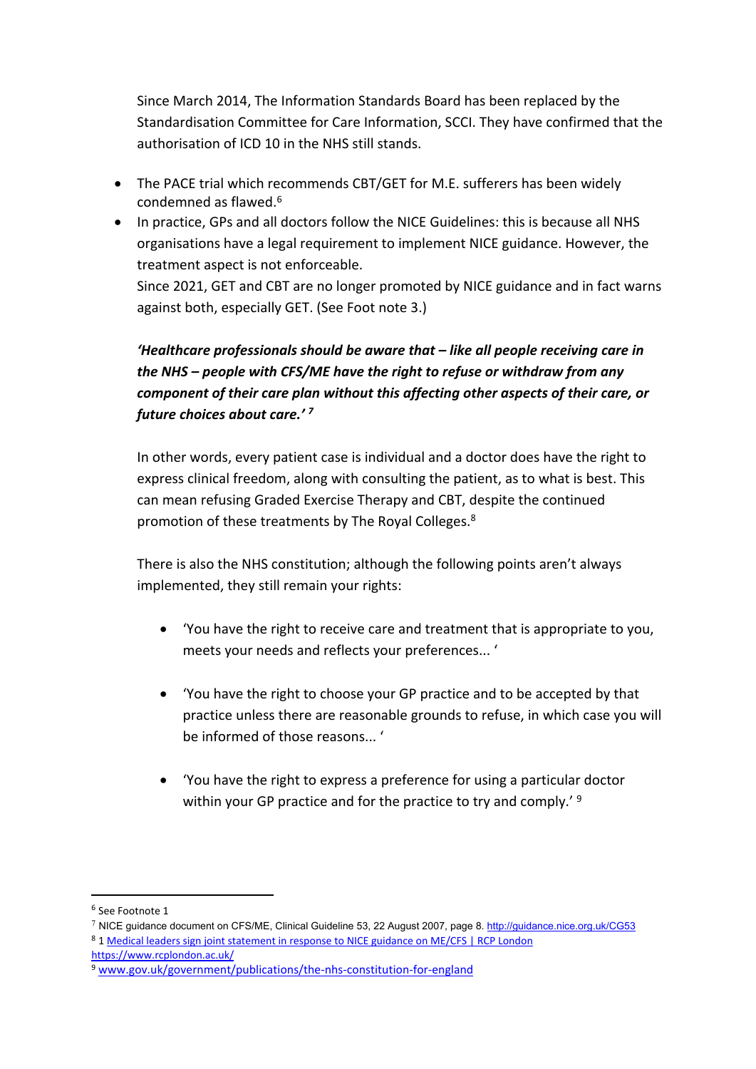Since March 2014, The Information Standards Board has been replaced by the Standardisation Committee for Care Information, SCCI. They have confirmed that the authorisation of ICD 10 in the NHS still stands.

- The PACE trial which recommends CBT/GET for M.E. sufferers has been widely condemned as flawed.[6]
- In practice, GPs and all doctors follow the NICE Guidelines: this is because all NHS organisations have a legal requirement to implement NICE guidance. However, the treatment aspect is not enforceable.
  Since 2021, GET and CBT are no longer promoted by NICE guidance and in fact warns against both, especially GET. (See Foot note 3.)

***'Healthcare professionals should be aware that – like all people receiving care in the NHS – people with CFS/ME have the right to refuse or withdraw from any component of their care plan without this affecting other aspects of their care, or future choices about care.'*** [7]

In other words, every patient case is individual and a doctor does have the right to express clinical freedom, along with consulting the patient, as to what is best. This can mean refusing Graded Exercise Therapy and CBT, despite the continued promotion of these treatments by The Royal Colleges.[8]

There is also the NHS constitution; although the following points aren't always implemented, they still remain your rights:

- 'You have the right to receive care and treatment that is appropriate to you, meets your needs and reflects your preferences... '
- 'You have the right to choose your GP practice and to be accepted by that practice unless there are reasonable grounds to refuse, in which case you will be informed of those reasons... '
- 'You have the right to express a preference for using a particular doctor within your GP practice and for the practice to try and comply.' [9]

---

[6] See Footnote 1

[7] NICE guidance document on CFS/ME, Clinical Guideline 53, 22 August 2007, page 8. http://guidance.nice.org.uk/CG53

[8] 1 Medical leaders sign joint statement in response to NICE guidance on ME/CFS | RCP London https://www.rcplondon.ac.uk/

[9] www.gov.uk/government/publications/the-nhs-constitution-for-england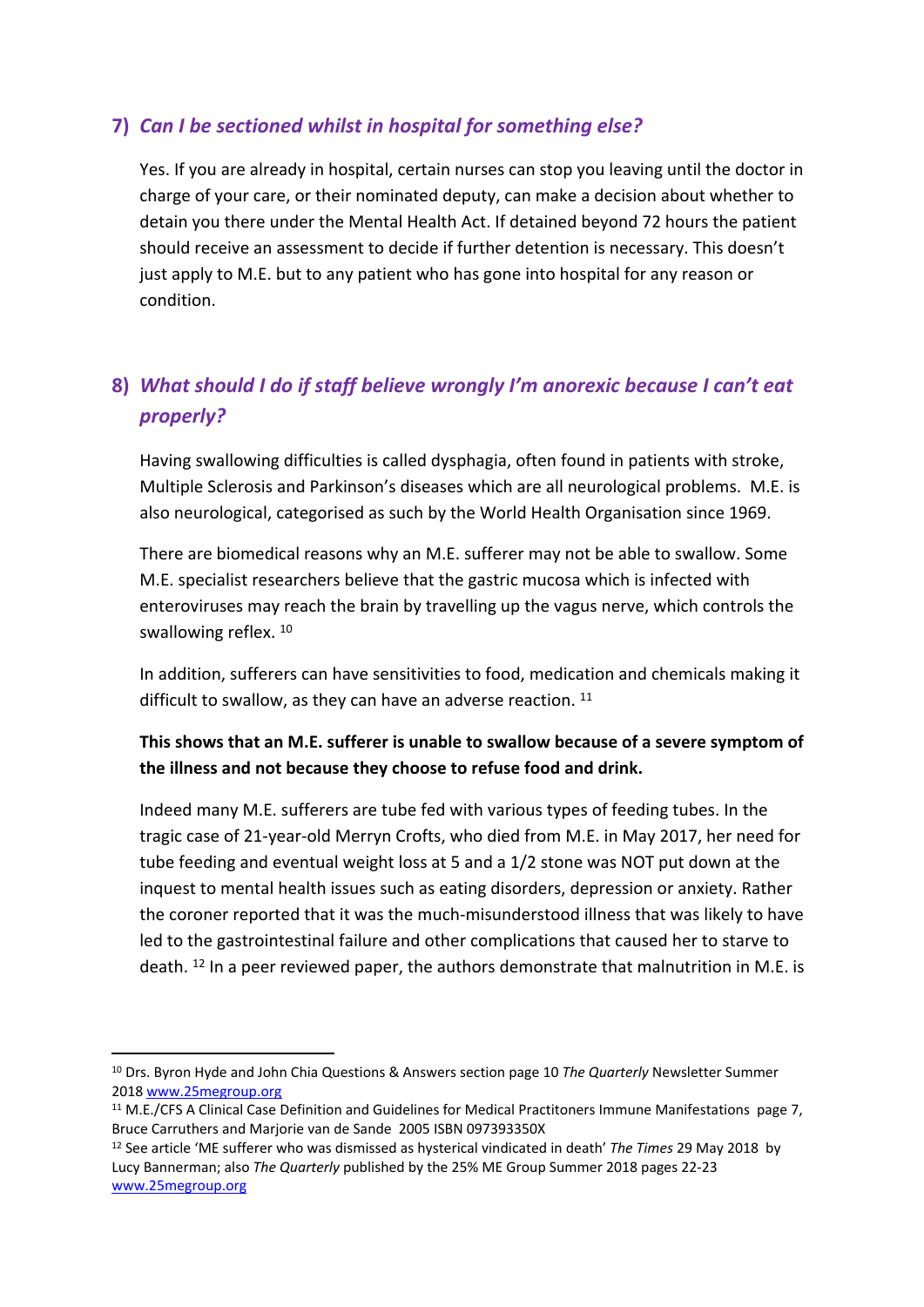## 7) *Can I be sectioned whilst in hospital for something else?*

Yes. If you are already in hospital, certain nurses can stop you leaving until the doctor in charge of your care, or their nominated deputy, can make a decision about whether to detain you there under the Mental Health Act. If detained beyond 72 hours the patient should receive an assessment to decide if further detention is necessary. This doesn't just apply to M.E. but to any patient who has gone into hospital for any reason or condition.

## 8) *What should I do if staff believe wrongly I'm anorexic because I can't eat properly?*

Having swallowing difficulties is called dysphagia, often found in patients with stroke, Multiple Sclerosis and Parkinson's diseases which are all neurological problems. M.E. is also neurological, categorised as such by the World Health Organisation since 1969.

There are biomedical reasons why an M.E. sufferer may not be able to swallow. Some M.E. specialist researchers believe that the gastric mucosa which is infected with enteroviruses may reach the brain by travelling up the vagus nerve, which controls the swallowing reflex. [10]

In addition, sufferers can have sensitivities to food, medication and chemicals making it difficult to swallow, as they can have an adverse reaction. [11]

**This shows that an M.E. sufferer is unable to swallow because of a severe symptom of the illness and not because they choose to refuse food and drink.**

Indeed many M.E. sufferers are tube fed with various types of feeding tubes. In the tragic case of 21-year-old Merryn Crofts, who died from M.E. in May 2017, her need for tube feeding and eventual weight loss at 5 and a 1/2 stone was NOT put down at the inquest to mental health issues such as eating disorders, depression or anxiety. Rather the coroner reported that it was the much-misunderstood illness that was likely to have led to the gastrointestinal failure and other complications that caused her to starve to death. [12] In a peer reviewed paper, the authors demonstrate that malnutrition in M.E. is

---

[10] Drs. Byron Hyde and John Chia Questions & Answers section page 10 *The Quarterly* Newsletter Summer 2018 www.25megroup.org

[11] M.E./CFS A Clinical Case Definition and Guidelines for Medical Practitoners Immune Manifestations page 7, Bruce Carruthers and Marjorie van de Sande 2005 ISBN 097393350X

[12] See article 'ME sufferer who was dismissed as hysterical vindicated in death' *The Times* 29 May 2018 by Lucy Bannerman; also *The Quarterly* published by the 25% ME Group Summer 2018 pages 22-23 www.25megroup.org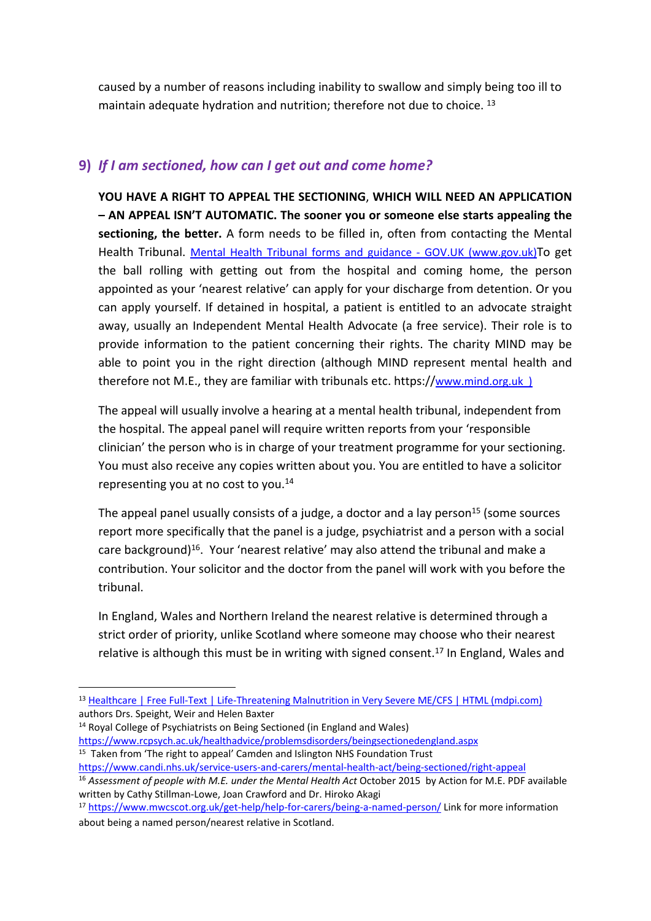caused by a number of reasons including inability to swallow and simply being too ill to maintain adequate hydration and nutrition; therefore not due to choice. [13]

## 9) *If I am sectioned, how can I get out and come home?*

**YOU HAVE A RIGHT TO APPEAL THE SECTIONING, WHICH WILL NEED AN APPLICATION – AN APPEAL ISN'T AUTOMATIC. The sooner you or someone else starts appealing the sectioning, the better.** A form needs to be filled in, often from contacting the Mental Health Tribunal. [Mental Health Tribunal forms and guidance - GOV.UK (www.gov.uk)](https://www.gov.uk)To get the ball rolling with getting out from the hospital and coming home, the person appointed as your 'nearest relative' can apply for your discharge from detention. Or you can apply yourself. If detained in hospital, a patient is entitled to an advocate straight away, usually an Independent Mental Health Advocate (a free service). Their role is to provide information to the patient concerning their rights. The charity MIND may be able to point you in the right direction (although MIND represent mental health and therefore not M.E., they are familiar with tribunals etc. https://www.mind.org.uk )

The appeal will usually involve a hearing at a mental health tribunal, independent from the hospital. The appeal panel will require written reports from your 'responsible clinician' the person who is in charge of your treatment programme for your sectioning. You must also receive any copies written about you. You are entitled to have a solicitor representing you at no cost to you.[14]

The appeal panel usually consists of a judge, a doctor and a lay person[15] (some sources report more specifically that the panel is a judge, psychiatrist and a person with a social care background)[16]. Your 'nearest relative' may also attend the tribunal and make a contribution. Your solicitor and the doctor from the panel will work with you before the tribunal.

In England, Wales and Northern Ireland the nearest relative is determined through a strict order of priority, unlike Scotland where someone may choose who their nearest relative is although this must be in writing with signed consent.[17] In England, Wales and

---

[13] [Healthcare | Free Full-Text | Life-Threatening Malnutrition in Very Severe ME/CFS | HTML (mdpi.com)](https://www.mdpi.com) authors Drs. Speight, Weir and Helen Baxter

[14] Royal College of Psychiatrists on Being Sectioned (in England and Wales) https://www.rcpsych.ac.uk/healthadvice/problemsdisorders/beingsectionedengland.aspx

[15] Taken from 'The right to appeal' Camden and Islington NHS Foundation Trust https://www.candi.nhs.uk/service-users-and-carers/mental-health-act/being-sectioned/right-appeal

[16] *Assessment of people with M.E. under the Mental Health Act* October 2015 by Action for M.E. PDF available written by Cathy Stillman-Lowe, Joan Crawford and Dr. Hiroko Akagi

[17] https://www.mwcscot.org.uk/get-help/help-for-carers/being-a-named-person/ Link for more information about being a named person/nearest relative in Scotland.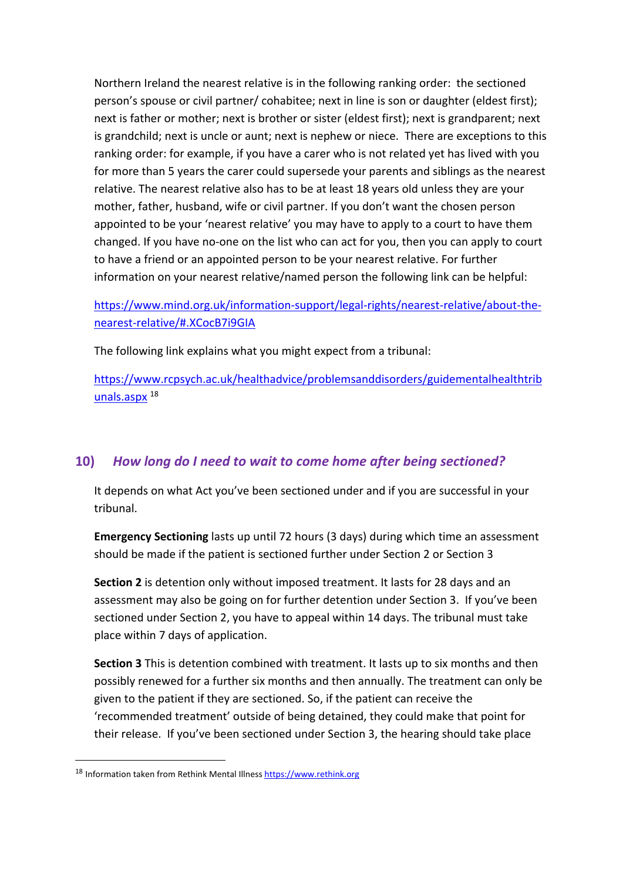Northern Ireland the nearest relative is in the following ranking order: the sectioned person's spouse or civil partner/ cohabitee; next in line is son or daughter (eldest first); next is father or mother; next is brother or sister (eldest first); next is grandparent; next is grandchild; next is uncle or aunt; next is nephew or niece. There are exceptions to this ranking order: for example, if you have a carer who is not related yet has lived with you for more than 5 years the carer could supersede your parents and siblings as the nearest relative. The nearest relative also has to be at least 18 years old unless they are your mother, father, husband, wife or civil partner. If you don't want the chosen person appointed to be your 'nearest relative' you may have to apply to a court to have them changed. If you have no-one on the list who can act for you, then you can apply to court to have a friend or an appointed person to be your nearest relative. For further information on your nearest relative/named person the following link can be helpful:

https://www.mind.org.uk/information-support/legal-rights/nearest-relative/about-the-nearest-relative/#.XCocB7i9GIA

The following link explains what you might expect from a tribunal:

https://www.rcpsych.ac.uk/healthadvice/problemsanddisorders/guidementalhealthtribunals.aspx [18]

## 10) *How long do I need to wait to come home after being sectioned?*

It depends on what Act you've been sectioned under and if you are successful in your tribunal.

**Emergency Sectioning** lasts up until 72 hours (3 days) during which time an assessment should be made if the patient is sectioned further under Section 2 or Section 3

**Section 2** is detention only without imposed treatment. It lasts for 28 days and an assessment may also be going on for further detention under Section 3. If you've been sectioned under Section 2, you have to appeal within 14 days. The tribunal must take place within 7 days of application.

**Section 3** This is detention combined with treatment. It lasts up to six months and then possibly renewed for a further six months and then annually. The treatment can only be given to the patient if they are sectioned. So, if the patient can receive the 'recommended treatment' outside of being detained, they could make that point for their release. If you've been sectioned under Section 3, the hearing should take place

[18] Information taken from Rethink Mental Illness https://www.rethink.org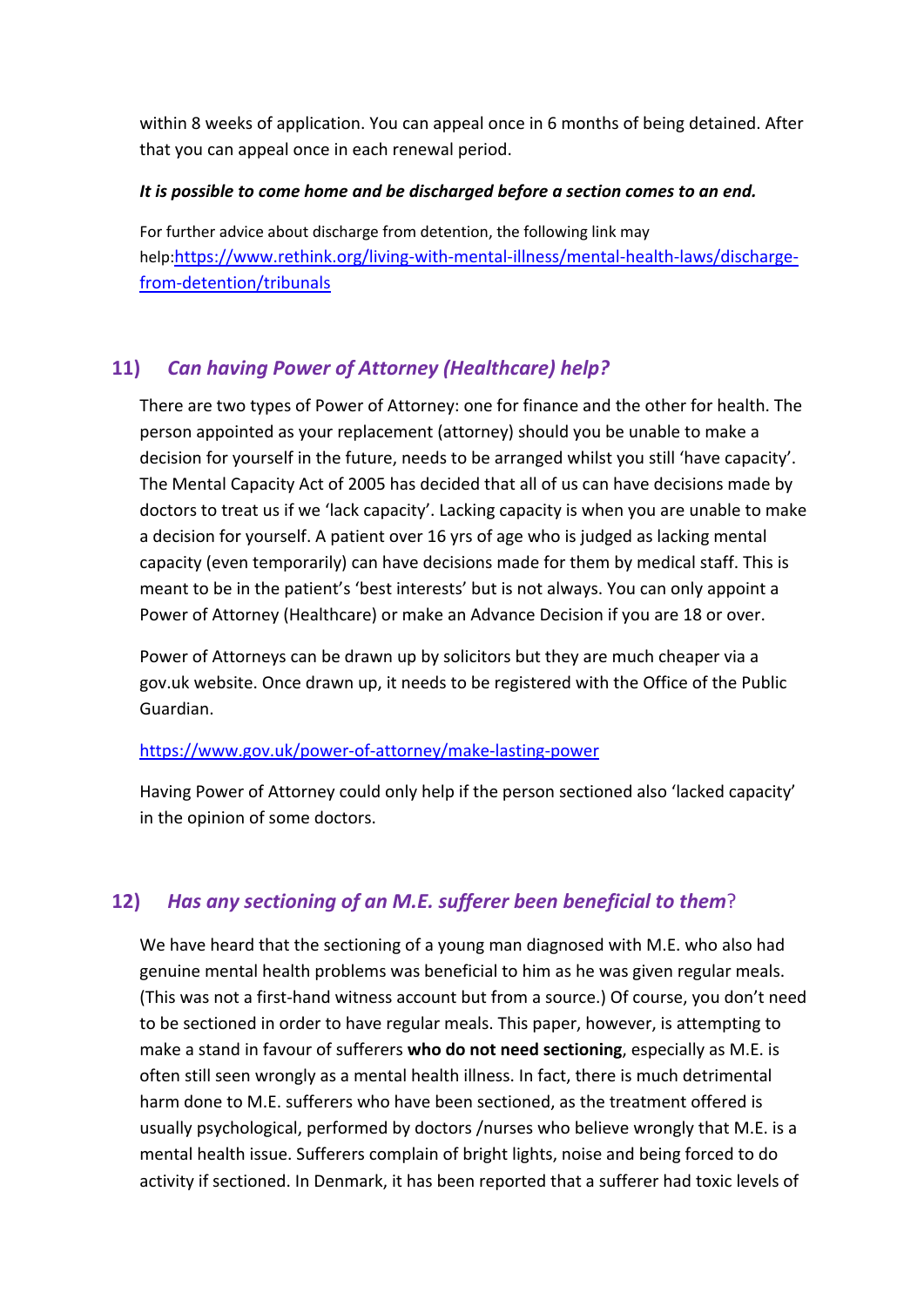within 8 weeks of application. You can appeal once in 6 months of being detained. After that you can appeal once in each renewal period.

***It is possible to come home and be discharged before a section comes to an end.***

For further advice about discharge from detention, the following link may help:[https://www.rethink.org/living-with-mental-illness/mental-health-laws/discharge-from-detention/tribunals](https://www.rethink.org/living-with-mental-illness/mental-health-laws/discharge-from-detention/tribunals)

## 11) *Can having Power of Attorney (Healthcare) help?*

There are two types of Power of Attorney: one for finance and the other for health. The person appointed as your replacement (attorney) should you be unable to make a decision for yourself in the future, needs to be arranged whilst you still 'have capacity'. The Mental Capacity Act of 2005 has decided that all of us can have decisions made by doctors to treat us if we 'lack capacity'. Lacking capacity is when you are unable to make a decision for yourself. A patient over 16 yrs of age who is judged as lacking mental capacity (even temporarily) can have decisions made for them by medical staff. This is meant to be in the patient's 'best interests' but is not always. You can only appoint a Power of Attorney (Healthcare) or make an Advance Decision if you are 18 or over.

Power of Attorneys can be drawn up by solicitors but they are much cheaper via a gov.uk website. Once drawn up, it needs to be registered with the Office of the Public Guardian.

[https://www.gov.uk/power-of-attorney/make-lasting-power](https://www.gov.uk/power-of-attorney/make-lasting-power)

Having Power of Attorney could only help if the person sectioned also 'lacked capacity' in the opinion of some doctors.

## 12) *Has any sectioning of an M.E. sufferer been beneficial to them*?

We have heard that the sectioning of a young man diagnosed with M.E. who also had genuine mental health problems was beneficial to him as he was given regular meals. (This was not a first-hand witness account but from a source.) Of course, you don't need to be sectioned in order to have regular meals. This paper, however, is attempting to make a stand in favour of sufferers **who do not need sectioning**, especially as M.E. is often still seen wrongly as a mental health illness. In fact, there is much detrimental harm done to M.E. sufferers who have been sectioned, as the treatment offered is usually psychological, performed by doctors /nurses who believe wrongly that M.E. is a mental health issue. Sufferers complain of bright lights, noise and being forced to do activity if sectioned. In Denmark, it has been reported that a sufferer had toxic levels of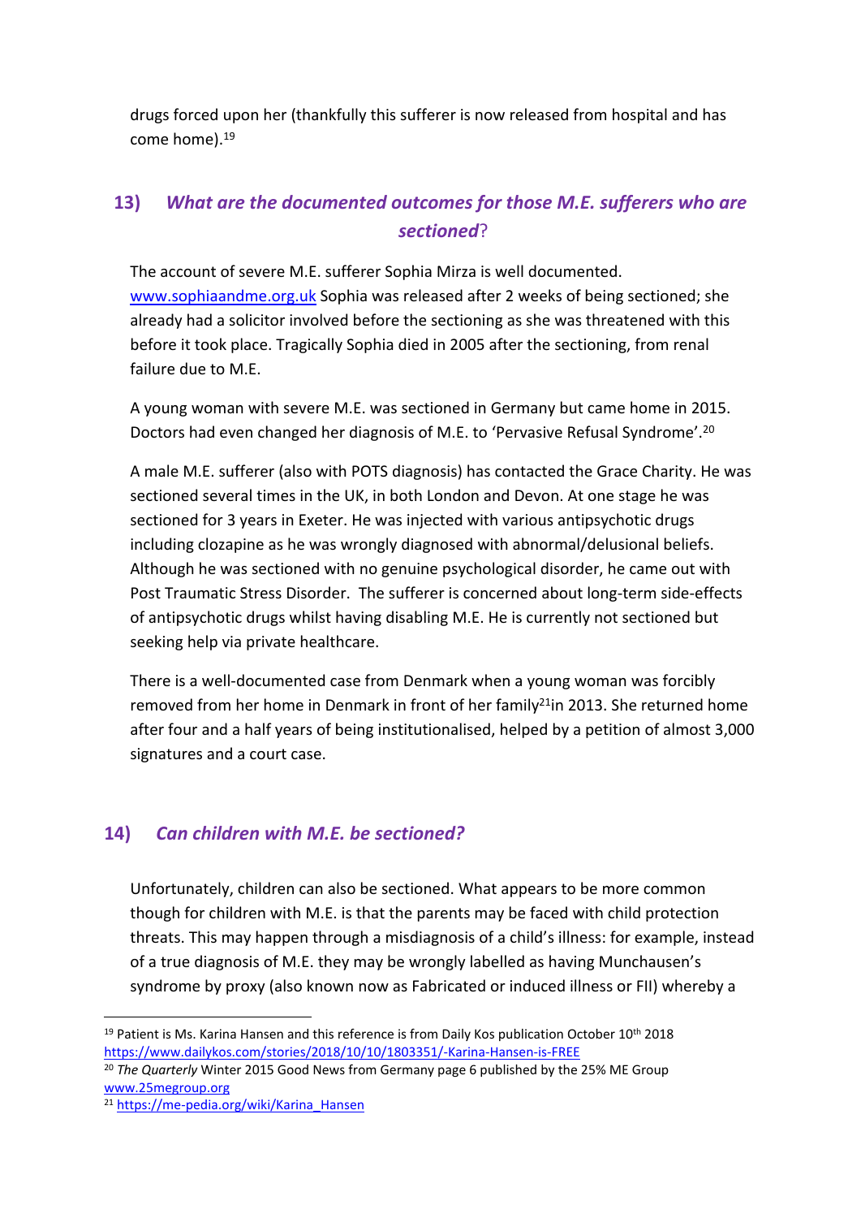drugs forced upon her (thankfully this sufferer is now released from hospital and has come home).[19]

## 13) *What are the documented outcomes for those M.E. sufferers who are sectioned*?

The account of severe M.E. sufferer Sophia Mirza is well documented. www.sophiaandme.org.uk Sophia was released after 2 weeks of being sectioned; she already had a solicitor involved before the sectioning as she was threatened with this before it took place. Tragically Sophia died in 2005 after the sectioning, from renal failure due to M.E.

A young woman with severe M.E. was sectioned in Germany but came home in 2015. Doctors had even changed her diagnosis of M.E. to 'Pervasive Refusal Syndrome'.[20]

A male M.E. sufferer (also with POTS diagnosis) has contacted the Grace Charity. He was sectioned several times in the UK, in both London and Devon. At one stage he was sectioned for 3 years in Exeter. He was injected with various antipsychotic drugs including clozapine as he was wrongly diagnosed with abnormal/delusional beliefs. Although he was sectioned with no genuine psychological disorder, he came out with Post Traumatic Stress Disorder. The sufferer is concerned about long-term side-effects of antipsychotic drugs whilst having disabling M.E. He is currently not sectioned but seeking help via private healthcare.

There is a well-documented case from Denmark when a young woman was forcibly removed from her home in Denmark in front of her family[21] in 2013. She returned home after four and a half years of being institutionalised, helped by a petition of almost 3,000 signatures and a court case.

## 14) *Can children with M.E. be sectioned?*

Unfortunately, children can also be sectioned. What appears to be more common though for children with M.E. is that the parents may be faced with child protection threats. This may happen through a misdiagnosis of a child's illness: for example, instead of a true diagnosis of M.E. they may be wrongly labelled as having Munchausen's syndrome by proxy (also known now as Fabricated or induced illness or FII) whereby a

---

[19] Patient is Ms. Karina Hansen and this reference is from Daily Kos publication October 10th 2018 https://www.dailykos.com/stories/2018/10/10/1803351/-Karina-Hansen-is-FREE

[20] *The Quarterly* Winter 2015 Good News from Germany page 6 published by the 25% ME Group www.25megroup.org

[21] https://me-pedia.org/wiki/Karina_Hansen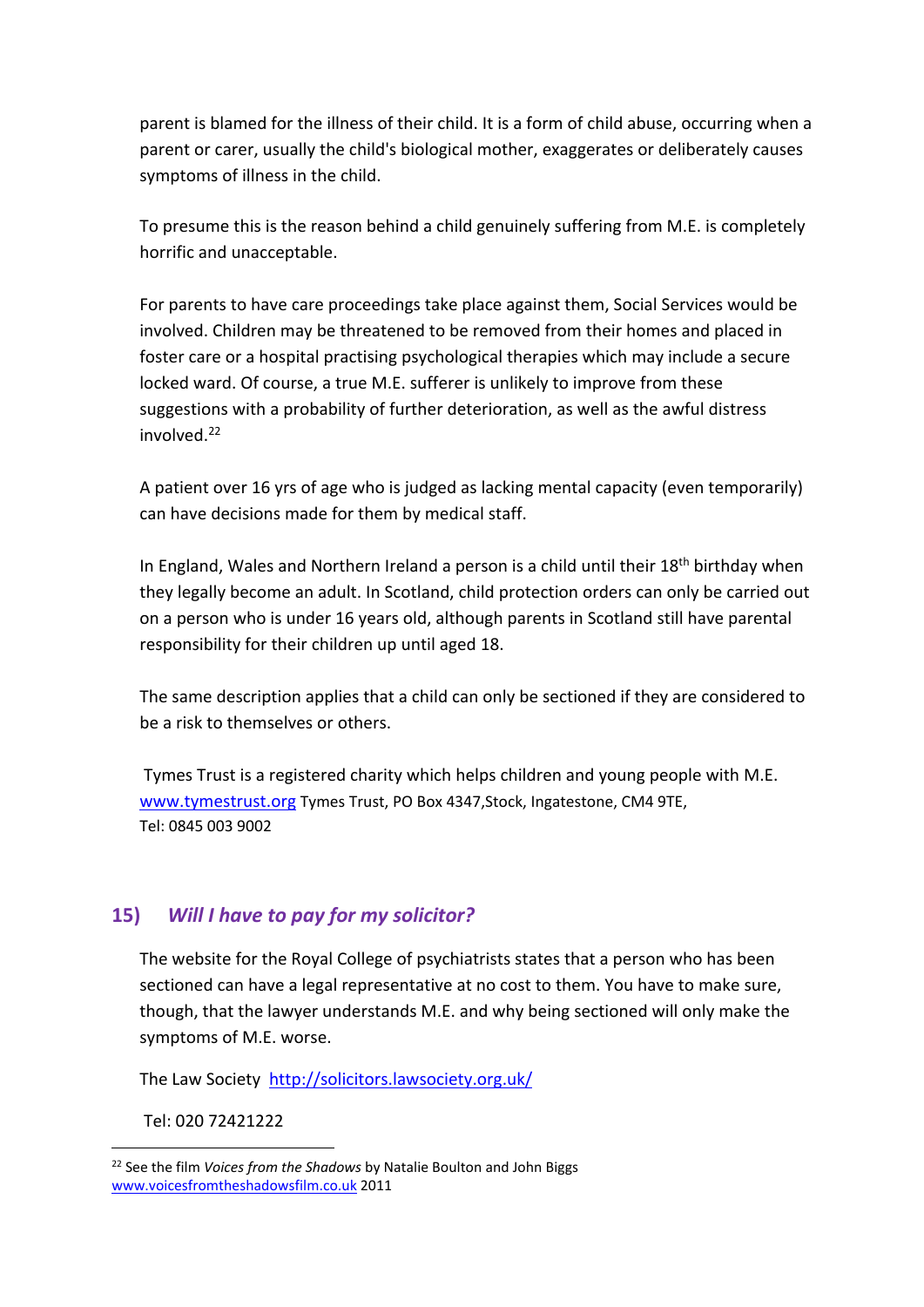parent is blamed for the illness of their child. It is a form of child abuse, occurring when a parent or carer, usually the child's biological mother, exaggerates or deliberately causes symptoms of illness in the child.

To presume this is the reason behind a child genuinely suffering from M.E. is completely horrific and unacceptable.

For parents to have care proceedings take place against them, Social Services would be involved. Children may be threatened to be removed from their homes and placed in foster care or a hospital practising psychological therapies which may include a secure locked ward. Of course, a true M.E. sufferer is unlikely to improve from these suggestions with a probability of further deterioration, as well as the awful distress involved.[22]

A patient over 16 yrs of age who is judged as lacking mental capacity (even temporarily) can have decisions made for them by medical staff.

In England, Wales and Northern Ireland a person is a child until their 18th birthday when they legally become an adult. In Scotland, child protection orders can only be carried out on a person who is under 16 years old, although parents in Scotland still have parental responsibility for their children up until aged 18.

The same description applies that a child can only be sectioned if they are considered to be a risk to themselves or others.

Tymes Trust is a registered charity which helps children and young people with M.E. [www.tymestrust.org](http://www.tymestrust.org) Tymes Trust, PO Box 4347,Stock, Ingatestone, CM4 9TE,
Tel: 0845 003 9002

## 15) *Will I have to pay for my solicitor?*

The website for the Royal College of psychiatrists states that a person who has been sectioned can have a legal representative at no cost to them. You have to make sure, though, that the lawyer understands M.E. and why being sectioned will only make the symptoms of M.E. worse.

The Law Society [http://solicitors.lawsociety.org.uk/](http://solicitors.lawsociety.org.uk/)

Tel: 020 72421222

---

[22] See the film *Voices from the Shadows* by Natalie Boulton and John Biggs [www.voicesfromtheshadowsfilm.co.uk](http://www.voicesfromtheshadowsfilm.co.uk) 2011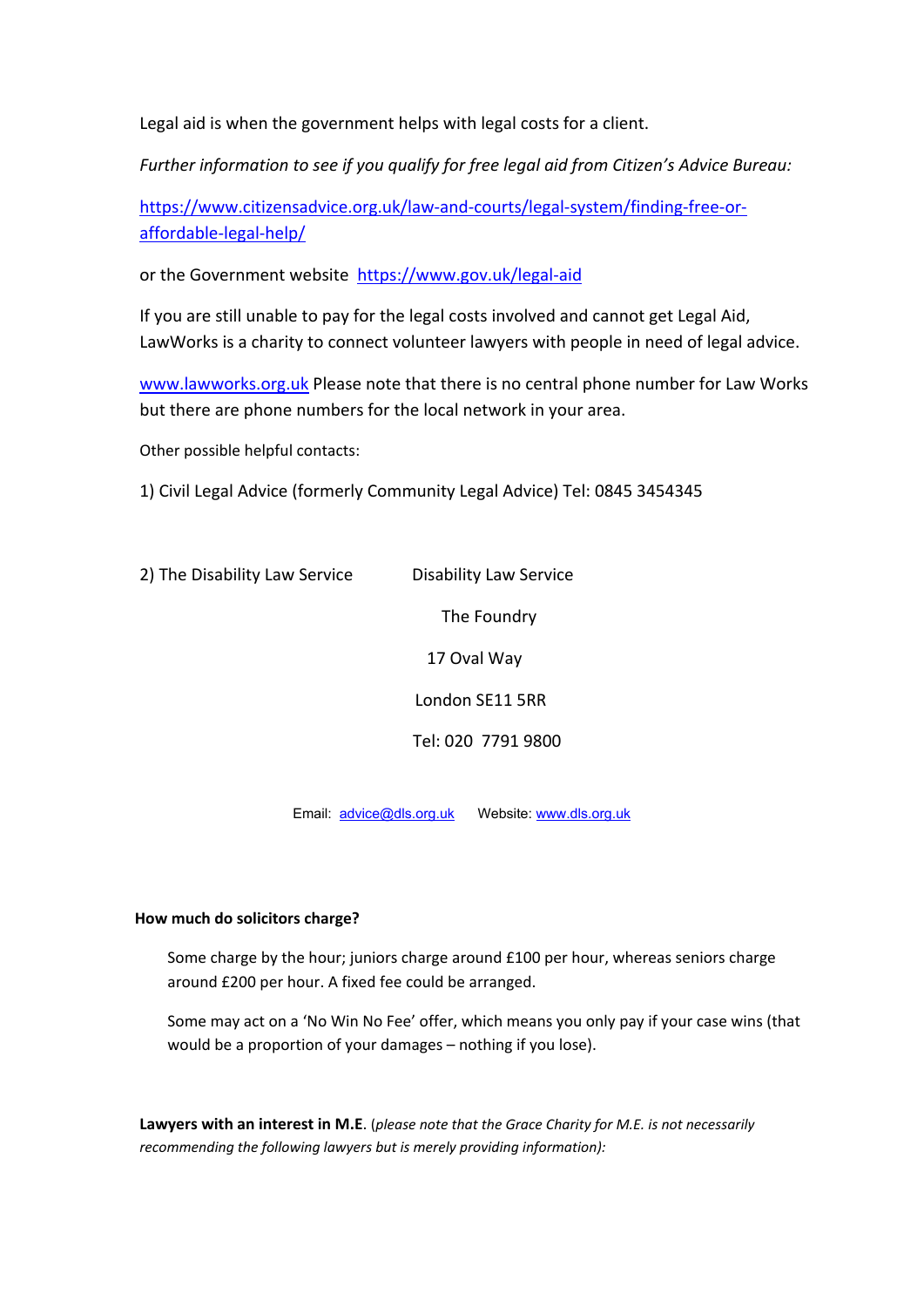Legal aid is when the government helps with legal costs for a client.

*Further information to see if you qualify for free legal aid from Citizen's Advice Bureau:*

[https://www.citizensadvice.org.uk/law-and-courts/legal-system/finding-free-or-affordable-legal-help/](https://www.citizensadvice.org.uk/law-and-courts/legal-system/finding-free-or-affordable-legal-help/)

or the Government website [https://www.gov.uk/legal-aid](https://www.gov.uk/legal-aid)

If you are still unable to pay for the legal costs involved and cannot get Legal Aid, LawWorks is a charity to connect volunteer lawyers with people in need of legal advice.

[www.lawworks.org.uk](http://www.lawworks.org.uk) Please note that there is no central phone number for Law Works but there are phone numbers for the local network in your area.

Other possible helpful contacts:

1) Civil Legal Advice (formerly Community Legal Advice) Tel: 0845 3454345

2) The Disability Law Service

Disability Law Service  
The Foundry  
17 Oval Way  
London SE11 5RR  
Tel: 020 7791 9800

Email: [advice@dls.org.uk](mailto:advice@dls.org.uk) Website: [www.dls.org.uk](http://www.dls.org.uk)

**How much do solicitors charge?**

Some charge by the hour; juniors charge around £100 per hour, whereas seniors charge around £200 per hour. A fixed fee could be arranged.

Some may act on a 'No Win No Fee' offer, which means you only pay if your case wins (that would be a proportion of your damages – nothing if you lose).

**Lawyers with an interest in M.E**. (*please note that the Grace Charity for M.E. is not necessarily recommending the following lawyers but is merely providing information):*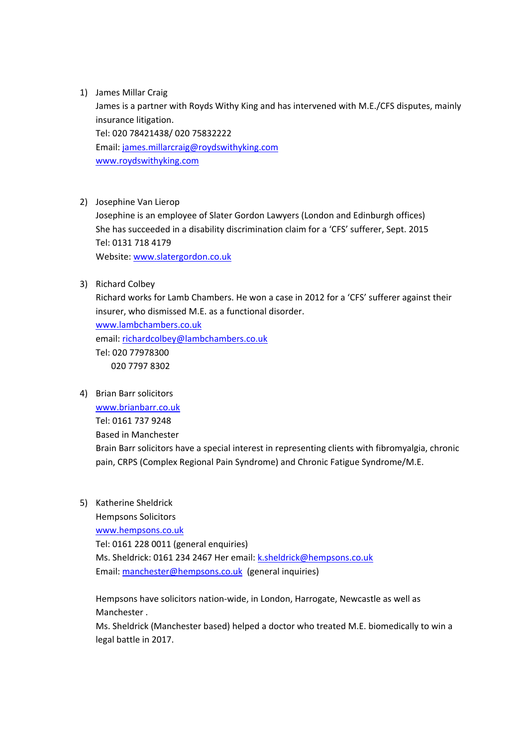1) James Millar Craig

   James is a partner with Royds Withy King and has intervened with M.E./CFS disputes, mainly insurance litigation.

   Tel: 020 78421438/ 020 75832222

   Email: james.millarcraig@roydswithyking.com

   www.roydswithyking.com

2) Josephine Van Lierop

   Josephine is an employee of Slater Gordon Lawyers (London and Edinburgh offices)

   She has succeeded in a disability discrimination claim for a 'CFS' sufferer, Sept. 2015

   Tel: 0131 718 4179

   Website: www.slatergordon.co.uk

3) Richard Colbey

   Richard works for Lamb Chambers. He won a case in 2012 for a 'CFS' sufferer against their insurer, who dismissed M.E. as a functional disorder.

   www.lambchambers.co.uk

   email: richardcolbey@lambchambers.co.uk

   Tel: 020 77978300

   020 7797 8302

4) Brian Barr solicitors

   www.brianbarr.co.uk

   Tel: 0161 737 9248

   Based in Manchester

   Brain Barr solicitors have a special interest in representing clients with fibromyalgia, chronic pain, CRPS (Complex Regional Pain Syndrome) and Chronic Fatigue Syndrome/M.E.

5) Katherine Sheldrick

   Hempsons Solicitors

   www.hempsons.co.uk

   Tel: 0161 228 0011 (general enquiries)

   Ms. Sheldrick: 0161 234 2467 Her email: k.sheldrick@hempsons.co.uk

   Email: manchester@hempsons.co.uk (general inquiries)

   Hempsons have solicitors nation-wide, in London, Harrogate, Newcastle as well as Manchester .

   Ms. Sheldrick (Manchester based) helped a doctor who treated M.E. biomedically to win a legal battle in 2017.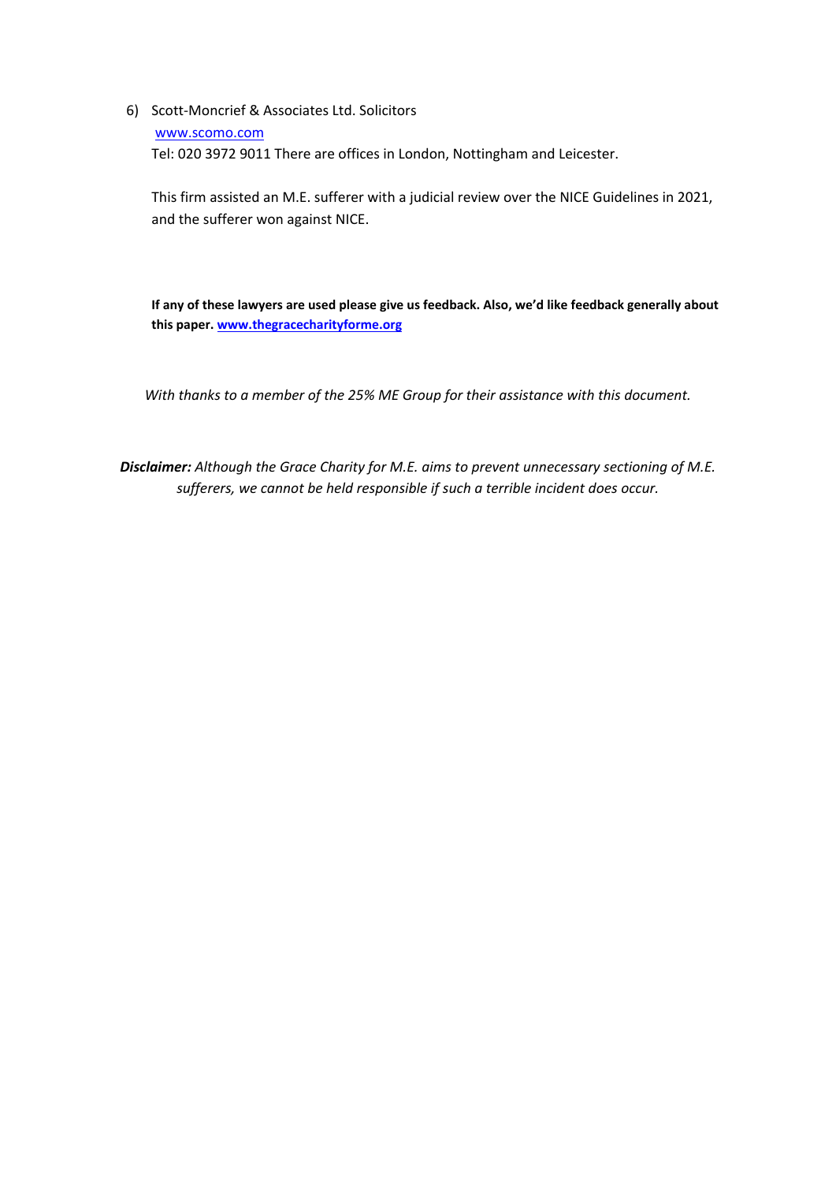6) Scott-Moncrief & Associates Ltd. Solicitors
   [www.scomo.com](http://www.scomo.com)
   Tel: 020 3972 9011 There are offices in London, Nottingham and Leicester.

   This firm assisted an M.E. sufferer with a judicial review over the NICE Guidelines in 2021, and the sufferer won against NICE.

**If any of these lawyers are used please give us feedback. Also, we'd like feedback generally about this paper. [www.thegracecharityforme.org](http://www.thegracecharityforme.org)**

*With thanks to a member of the 25% ME Group for their assistance with this document.*

***Disclaimer:*** *Although the Grace Charity for M.E. aims to prevent unnecessary sectioning of M.E. sufferers, we cannot be held responsible if such a terrible incident does occur.*